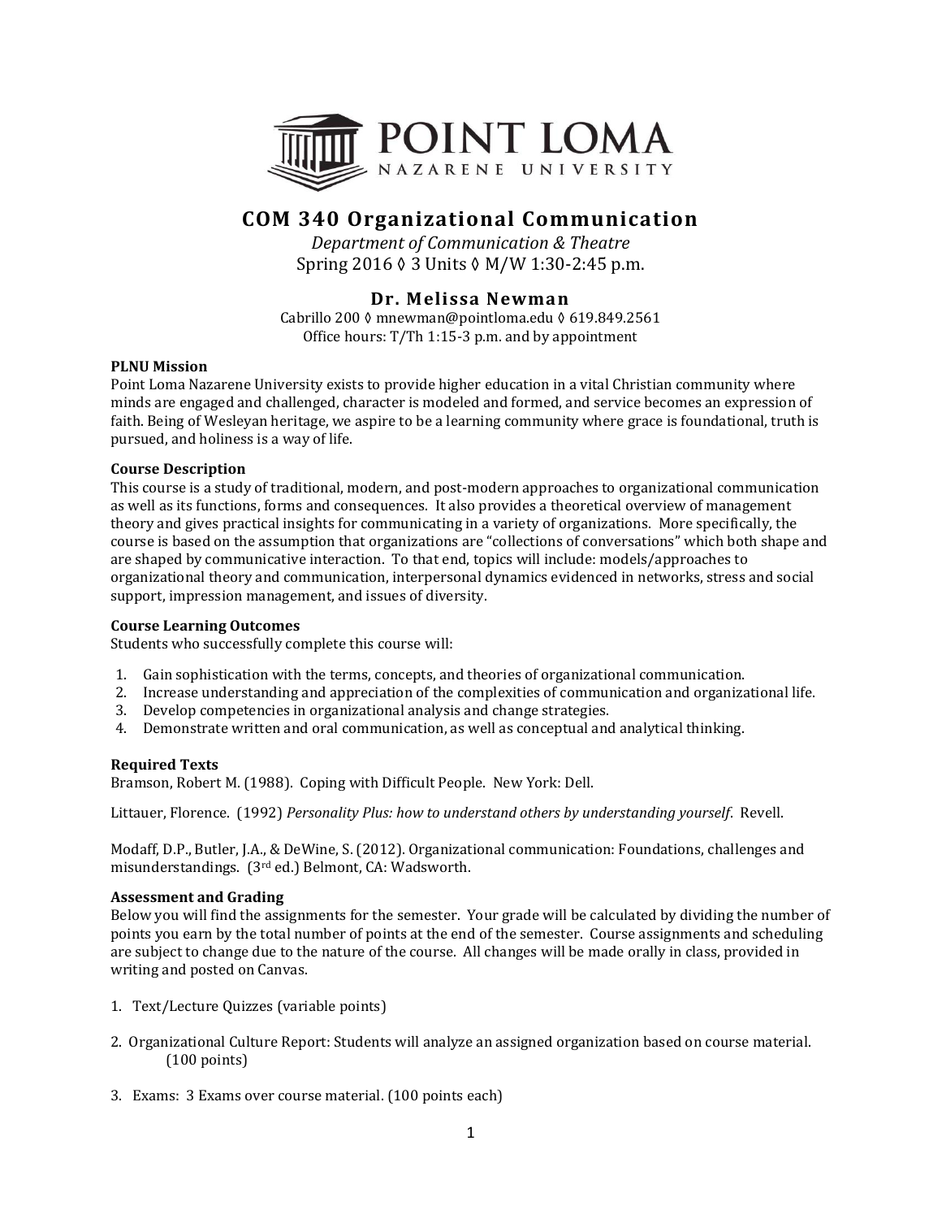POINT LOMA NAZARENE UNIVERSITY

# COM 340 Organizational Communication

*Department of Communication & Theatre*
Spring 2016 ◊ 3 Units ◊ M/W 1:30-2:45 p.m.

## Dr. Melissa Newman

Cabrillo 200 ◊ mnewman@pointloma.edu ◊ 619.849.2561
Office hours: T/Th 1:15-3 p.m. and by appointment

**PLNU Mission**
Point Loma Nazarene University exists to provide higher education in a vital Christian community where minds are engaged and challenged, character is modeled and formed, and service becomes an expression of faith. Being of Wesleyan heritage, we aspire to be a learning community where grace is foundational, truth is pursued, and holiness is a way of life.

**Course Description**
This course is a study of traditional, modern, and post-modern approaches to organizational communication as well as its functions, forms and consequences. It also provides a theoretical overview of management theory and gives practical insights for communicating in a variety of organizations. More specifically, the course is based on the assumption that organizations are "collections of conversations" which both shape and are shaped by communicative interaction. To that end, topics will include: models/approaches to organizational theory and communication, interpersonal dynamics evidenced in networks, stress and social support, impression management, and issues of diversity.

**Course Learning Outcomes**
Students who successfully complete this course will:

1. Gain sophistication with the terms, concepts, and theories of organizational communication.
2. Increase understanding and appreciation of the complexities of communication and organizational life.
3. Develop competencies in organizational analysis and change strategies.
4. Demonstrate written and oral communication, as well as conceptual and analytical thinking.

**Required Texts**
Bramson, Robert M. (1988). Coping with Difficult People. New York: Dell.

Littauer, Florence. (1992) *Personality Plus: how to understand others by understanding yourself*. Revell.

Modaff, D.P., Butler, J.A., & DeWine, S. (2012). Organizational communication: Foundations, challenges and misunderstandings. (3rd ed.) Belmont, CA: Wadsworth.

**Assessment and Grading**
Below you will find the assignments for the semester. Your grade will be calculated by dividing the number of points you earn by the total number of points at the end of the semester. Course assignments and scheduling are subject to change due to the nature of the course. All changes will be made orally in class, provided in writing and posted on Canvas.

1. Text/Lecture Quizzes (variable points)

2. Organizational Culture Report: Students will analyze an assigned organization based on course material. (100 points)

3. Exams: 3 Exams over course material. (100 points each)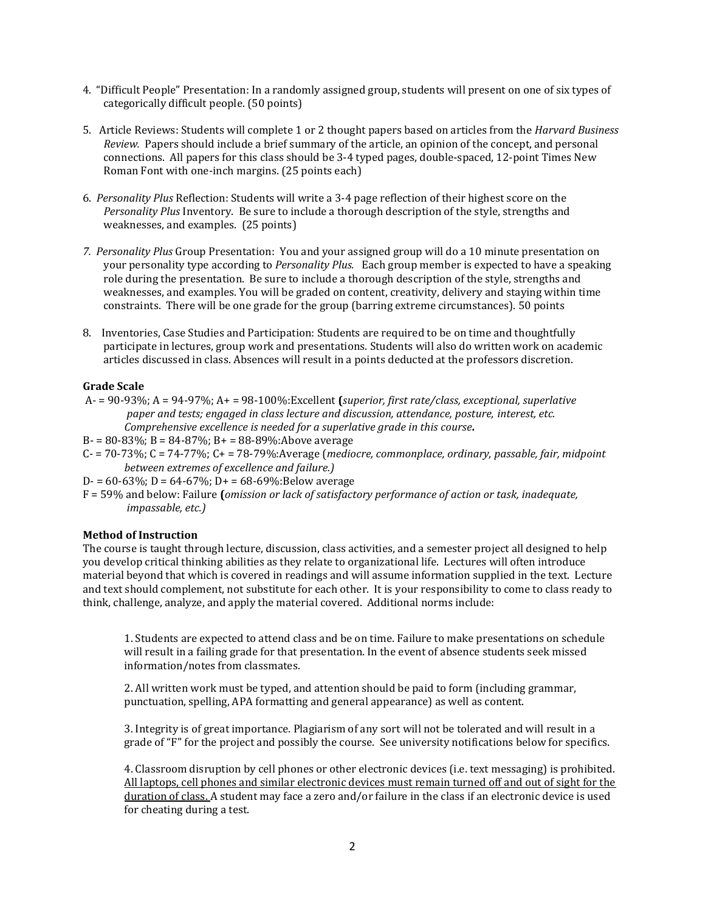4. "Difficult People" Presentation: In a randomly assigned group, students will present on one of six types of categorically difficult people. (50 points)

5. Article Reviews: Students will complete 1 or 2 thought papers based on articles from the *Harvard Business Review.* Papers should include a brief summary of the article, an opinion of the concept, and personal connections. All papers for this class should be 3-4 typed pages, double-spaced, 12-point Times New Roman Font with one-inch margins. (25 points each)

6. *Personality Plus* Reflection: Students will write a 3-4 page reflection of their highest score on the *Personality Plus* Inventory. Be sure to include a thorough description of the style, strengths and weaknesses, and examples. (25 points)

7. *Personality Plus* Group Presentation: You and your assigned group will do a 10 minute presentation on your personality type according to *Personality Plus.* Each group member is expected to have a speaking role during the presentation. Be sure to include a thorough description of the style, strengths and weaknesses, and examples. You will be graded on content, creativity, delivery and staying within time constraints. There will be one grade for the group (barring extreme circumstances). 50 points

8. Inventories, Case Studies and Participation: Students are required to be on time and thoughtfully participate in lectures, group work and presentations. Students will also do written work on academic articles discussed in class. Absences will result in a points deducted at the professors discretion.

**Grade Scale**

A- = 90-93%; A = 94-97%; A+ = 98-100%:Excellent **(***superior, first rate/class, exceptional, superlative paper and tests; engaged in class lecture and discussion, attendance, posture, interest, etc. Comprehensive excellence is needed for a superlative grade in this course***.**

B- = 80-83%; B = 84-87%; B+ = 88-89%:Above average

C- = 70-73%; C = 74-77%; C+ = 78-79%:Average (*mediocre, commonplace, ordinary, passable, fair, midpoint between extremes of excellence and failure.)*

D- = 60-63%; D = 64-67%; D+ = 68-69%:Below average

F = 59% and below: Failure **(***omission or lack of satisfactory performance of action or task, inadequate, impassable, etc.)*

**Method of Instruction**

The course is taught through lecture, discussion, class activities, and a semester project all designed to help you develop critical thinking abilities as they relate to organizational life. Lectures will often introduce material beyond that which is covered in readings and will assume information supplied in the text. Lecture and text should complement, not substitute for each other. It is your responsibility to come to class ready to think, challenge, analyze, and apply the material covered. Additional norms include:

1. Students are expected to attend class and be on time. Failure to make presentations on schedule will result in a failing grade for that presentation. In the event of absence students seek missed information/notes from classmates.

2. All written work must be typed, and attention should be paid to form (including grammar, punctuation, spelling, APA formatting and general appearance) as well as content.

3. Integrity is of great importance. Plagiarism of any sort will not be tolerated and will result in a grade of "F" for the project and possibly the course. See university notifications below for specifics.

4. Classroom disruption by cell phones or other electronic devices (i.e. text messaging) is prohibited. <u>All laptops, cell phones and similar electronic devices must remain turned off and out of sight for the duration of class.</u> A student may face a zero and/or failure in the class if an electronic device is used for cheating during a test.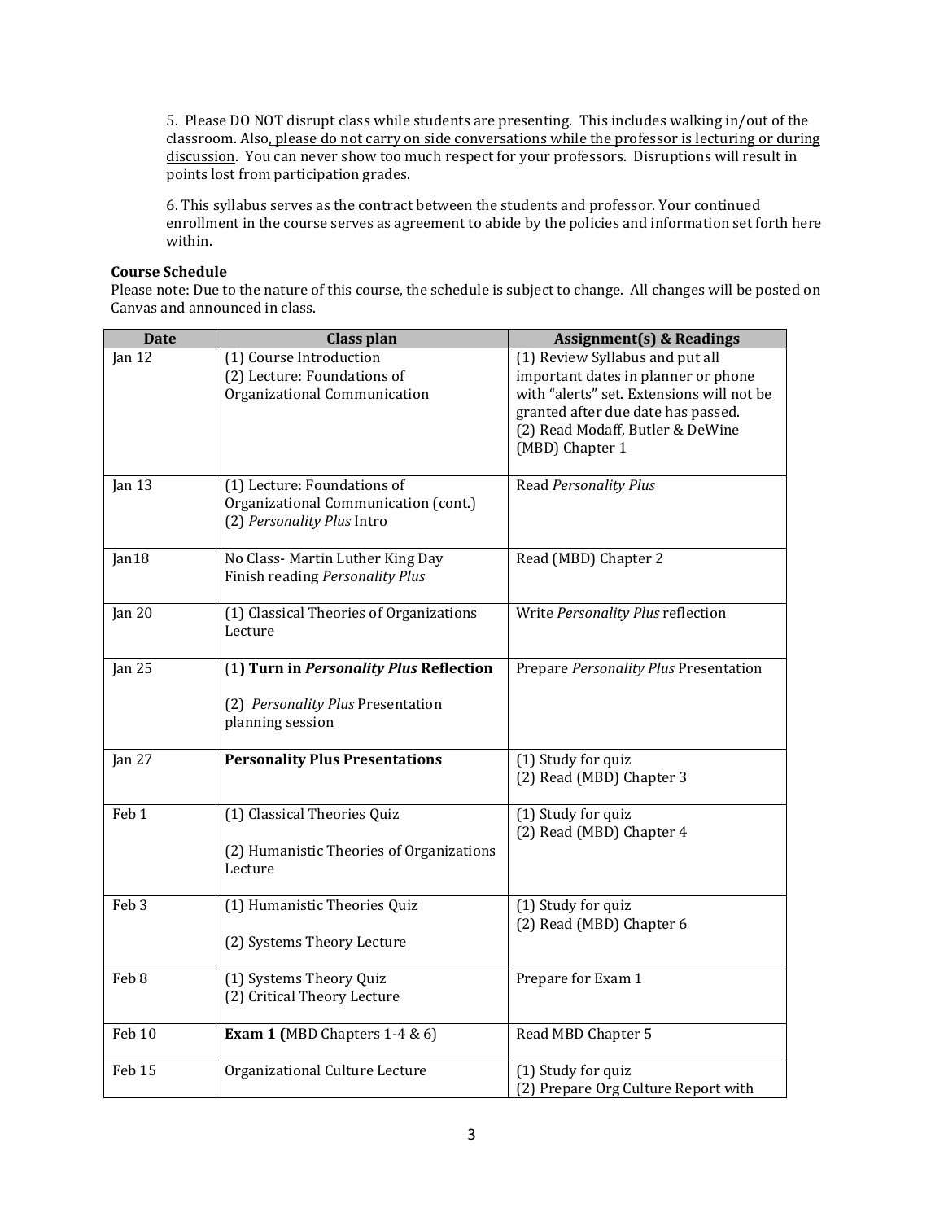5. Please DO NOT disrupt class while students are presenting. This includes walking in/out of the classroom. Also, <u>please do not carry on side conversations while the professor is lecturing or during discussion</u>. You can never show too much respect for your professors. Disruptions will result in points lost from participation grades.

6. This syllabus serves as the contract between the students and professor. Your continued enrollment in the course serves as agreement to abide by the policies and information set forth here within.

**Course Schedule**

Please note: Due to the nature of this course, the schedule is subject to change. All changes will be posted on Canvas and announced in class.

| Date | Class plan | Assignment(s) & Readings |
|---|---|---|
| Jan 12 | (1) Course Introduction<br>(2) Lecture: Foundations of Organizational Communication | (1) Review Syllabus and put all important dates in planner or phone with "alerts" set. Extensions will not be granted after due date has passed.<br>(2) Read Modaff, Butler & DeWine (MBD) Chapter 1 |
| Jan 13 | (1) Lecture: Foundations of Organizational Communication (cont.)<br>(2) *Personality Plus* Intro | Read *Personality Plus* |
| Jan18 | No Class- Martin Luther King Day<br>Finish reading *Personality Plus* | Read (MBD) Chapter 2 |
| Jan 20 | (1) Classical Theories of Organizations Lecture | Write *Personality Plus* reflection |
| Jan 25 | (1**) Turn in *Personality Plus* Reflection**<br><br>(2) *Personality Plus* Presentation planning session | Prepare *Personality Plus* Presentation |
| Jan 27 | **Personality Plus Presentations** | (1) Study for quiz<br>(2) Read (MBD) Chapter 3 |
| Feb 1 | (1) Classical Theories Quiz<br><br>(2) Humanistic Theories of Organizations Lecture | (1) Study for quiz<br>(2) Read (MBD) Chapter 4 |
| Feb 3 | (1) Humanistic Theories Quiz<br><br>(2) Systems Theory Lecture | (1) Study for quiz<br>(2) Read (MBD) Chapter 6 |
| Feb 8 | (1) Systems Theory Quiz<br>(2) Critical Theory Lecture | Prepare for Exam 1 |
| Feb 10 | **Exam 1 (**MBD Chapters 1-4 & 6) | Read MBD Chapter 5 |
| Feb 15 | Organizational Culture Lecture | (1) Study for quiz<br>(2) Prepare Org Culture Report with |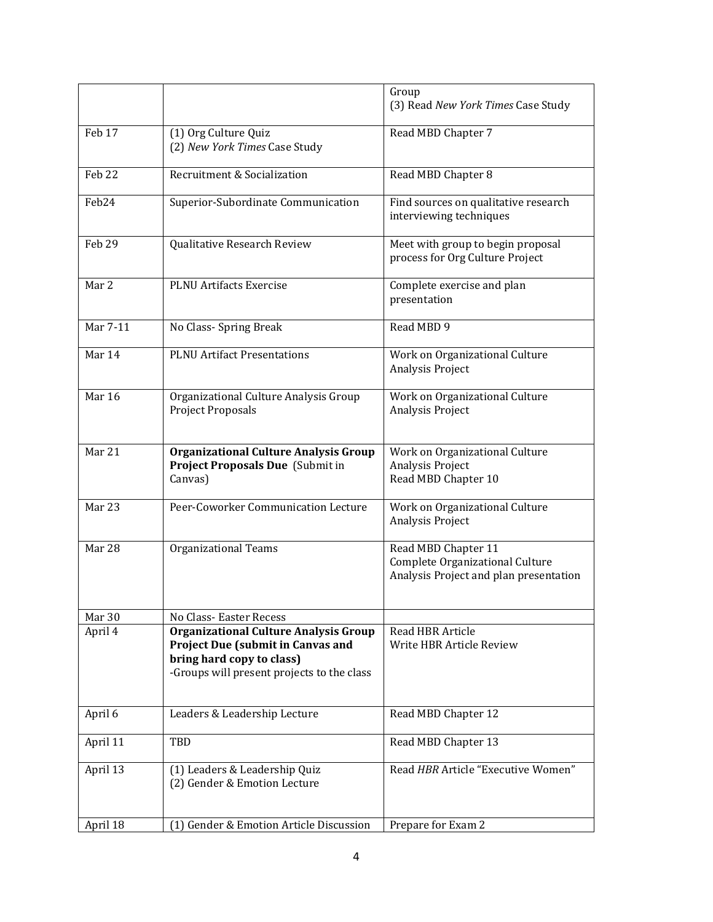| | | |
|---|---|---|
| | | Group<br>(3) Read *New York Times* Case Study |
| Feb 17 | (1) Org Culture Quiz<br>(2) *New York Times* Case Study | Read MBD Chapter 7 |
| Feb 22 | Recruitment & Socialization | Read MBD Chapter 8 |
| Feb24 | Superior-Subordinate Communication | Find sources on qualitative research interviewing techniques |
| Feb 29 | Qualitative Research Review | Meet with group to begin proposal process for Org Culture Project |
| Mar 2 | PLNU Artifacts Exercise | Complete exercise and plan presentation |
| Mar 7-11 | No Class- Spring Break | Read MBD 9 |
| Mar 14 | PLNU Artifact Presentations | Work on Organizational Culture Analysis Project |
| Mar 16 | Organizational Culture Analysis Group Project Proposals | Work on Organizational Culture Analysis Project |
| Mar 21 | **Organizational Culture Analysis Group Project Proposals Due** (Submit in Canvas) | Work on Organizational Culture Analysis Project<br>Read MBD Chapter 10 |
| Mar 23 | Peer-Coworker Communication Lecture | Work on Organizational Culture Analysis Project |
| Mar 28 | Organizational Teams | Read MBD Chapter 11<br>Complete Organizational Culture Analysis Project and plan presentation |
| Mar 30 | No Class- Easter Recess | |
| April 4 | **Organizational Culture Analysis Group Project Due (submit in Canvas and bring hard copy to class)**<br>-Groups will present projects to the class | Read HBR Article<br>Write HBR Article Review |
| April 6 | Leaders & Leadership Lecture | Read MBD Chapter 12 |
| April 11 | TBD | Read MBD Chapter 13 |
| April 13 | (1) Leaders & Leadership Quiz<br>(2) Gender & Emotion Lecture | Read *HBR* Article "Executive Women" |
| April 18 | (1) Gender & Emotion Article Discussion | Prepare for Exam 2 |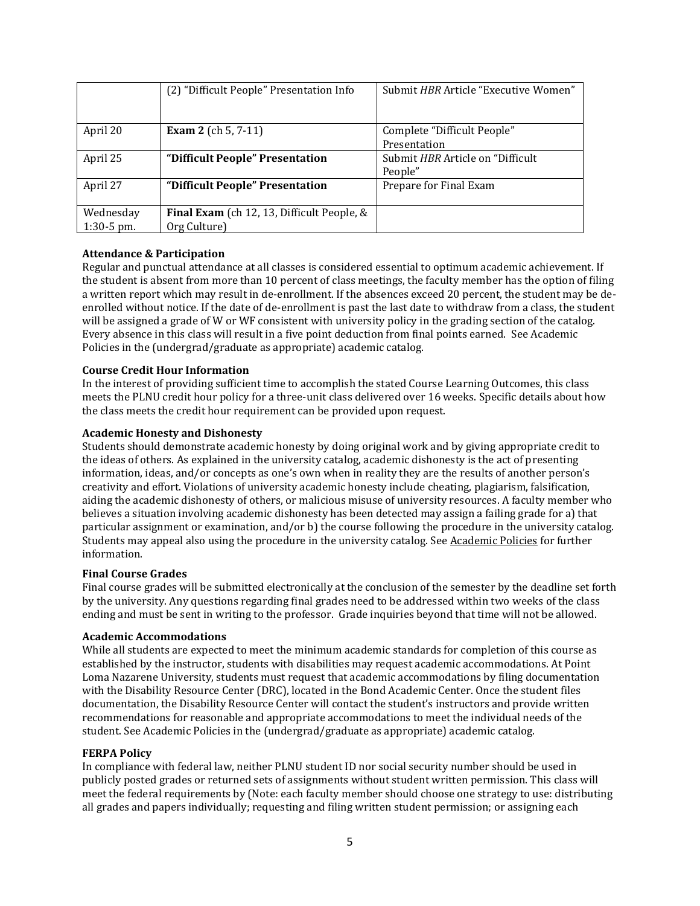| | | |
|---|---|---|
| | (2) "Difficult People" Presentation Info | Submit *HBR* Article "Executive Women" |
| April 20 | **Exam 2** (ch 5, 7-11) | Complete "Difficult People" Presentation |
| April 25 | **"Difficult People" Presentation** | Submit *HBR* Article on "Difficult People" |
| April 27 | **"Difficult People" Presentation** | Prepare for Final Exam |
| Wednesday 1:30-5 pm. | **Final Exam** (ch 12, 13, Difficult People, & Org Culture) | |

**Attendance & Participation**

Regular and punctual attendance at all classes is considered essential to optimum academic achievement. If the student is absent from more than 10 percent of class meetings, the faculty member has the option of filing a written report which may result in de-enrollment. If the absences exceed 20 percent, the student may be de-enrolled without notice. If the date of de-enrollment is past the last date to withdraw from a class, the student will be assigned a grade of W or WF consistent with university policy in the grading section of the catalog. Every absence in this class will result in a five point deduction from final points earned. See Academic Policies in the (undergrad/graduate as appropriate) academic catalog.

**Course Credit Hour Information**

In the interest of providing sufficient time to accomplish the stated Course Learning Outcomes, this class meets the PLNU credit hour policy for a three-unit class delivered over 16 weeks. Specific details about how the class meets the credit hour requirement can be provided upon request.

**Academic Honesty and Dishonesty**

Students should demonstrate academic honesty by doing original work and by giving appropriate credit to the ideas of others. As explained in the university catalog, academic dishonesty is the act of presenting information, ideas, and/or concepts as one's own when in reality they are the results of another person's creativity and effort. Violations of university academic honesty include cheating, plagiarism, falsification, aiding the academic dishonesty of others, or malicious misuse of university resources. A faculty member who believes a situation involving academic dishonesty has been detected may assign a failing grade for a) that particular assignment or examination, and/or b) the course following the procedure in the university catalog. Students may appeal also using the procedure in the university catalog. See Academic Policies for further information.

**Final Course Grades**

Final course grades will be submitted electronically at the conclusion of the semester by the deadline set forth by the university. Any questions regarding final grades need to be addressed within two weeks of the class ending and must be sent in writing to the professor. Grade inquiries beyond that time will not be allowed.

**Academic Accommodations**

While all students are expected to meet the minimum academic standards for completion of this course as established by the instructor, students with disabilities may request academic accommodations. At Point Loma Nazarene University, students must request that academic accommodations by filing documentation with the Disability Resource Center (DRC), located in the Bond Academic Center. Once the student files documentation, the Disability Resource Center will contact the student's instructors and provide written recommendations for reasonable and appropriate accommodations to meet the individual needs of the student. See Academic Policies in the (undergrad/graduate as appropriate) academic catalog.

**FERPA Policy**

In compliance with federal law, neither PLNU student ID nor social security number should be used in publicly posted grades or returned sets of assignments without student written permission. This class will meet the federal requirements by (Note: each faculty member should choose one strategy to use: distributing all grades and papers individually; requesting and filing written student permission; or assigning each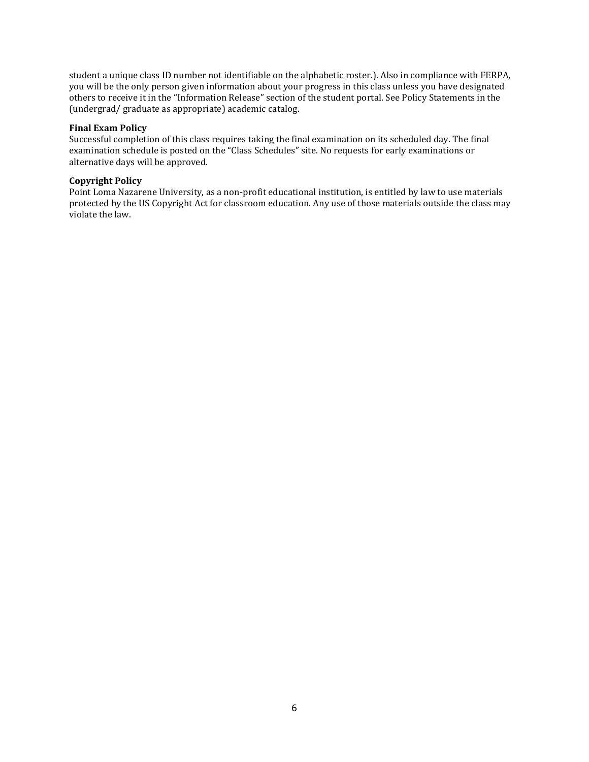student a unique class ID number not identifiable on the alphabetic roster.). Also in compliance with FERPA, you will be the only person given information about your progress in this class unless you have designated others to receive it in the "Information Release" section of the student portal. See Policy Statements in the (undergrad/ graduate as appropriate) academic catalog.

**Final Exam Policy**

Successful completion of this class requires taking the final examination on its scheduled day. The final examination schedule is posted on the "Class Schedules" site. No requests for early examinations or alternative days will be approved.

**Copyright Policy**

Point Loma Nazarene University, as a non-profit educational institution, is entitled by law to use materials protected by the US Copyright Act for classroom education. Any use of those materials outside the class may violate the law.